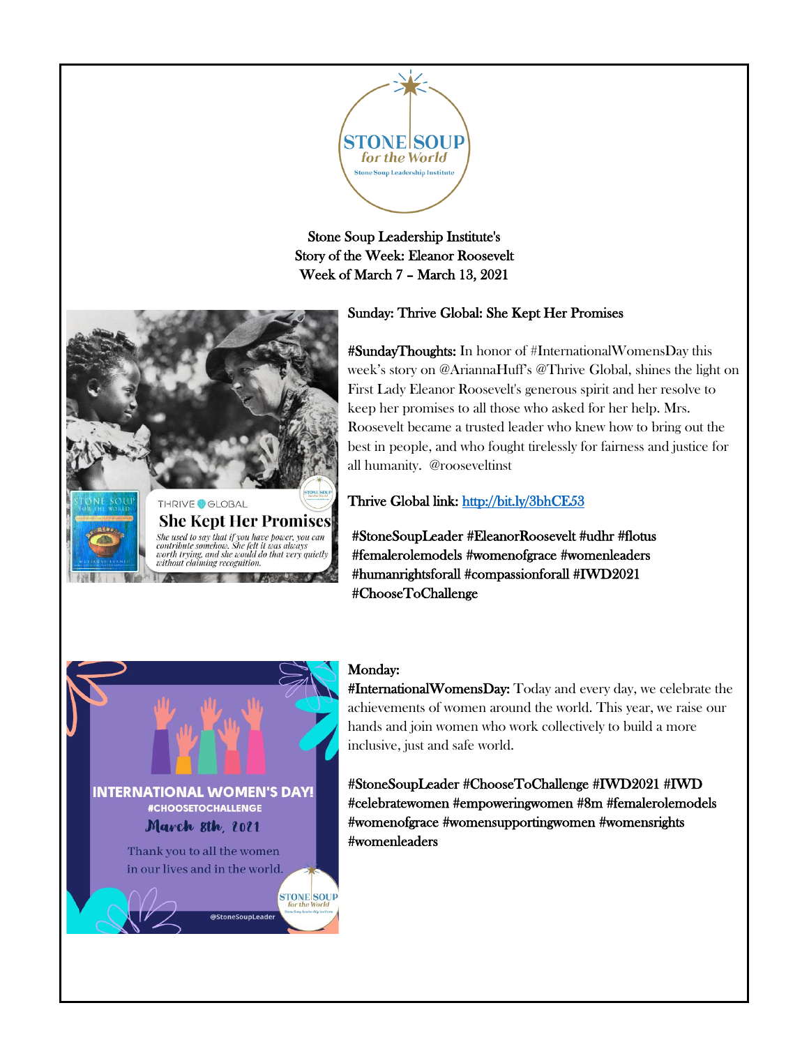Stone Soup Leadership Institute's
Story of the Week: Eleanor Roosevelt
Week of March 7 – March 13, 2021

Sunday: Thrive Global: She Kept Her Promises

**#SundayThoughts:** In honor of #InternationalWomensDay this week's story on @AriannaHuff's @Thrive Global, shines the light on First Lady Eleanor Roosevelt's generous spirit and her resolve to keep her promises to all those who asked for her help. Mrs. Roosevelt became a trusted leader who knew how to bring out the best in people, and who fought tirelessly for fairness and justice for all humanity. @rooseveltinst

Thrive Global link: [http://bit.ly/3bhCE53](http://bit.ly/3bhCE53)

#StoneSoupLeader #EleanorRoosevelt #udhr #flotus #femalerolemodels #womenofgrace #womenleaders #humanrightsforall #compassionforall #IWD2021 #ChooseToChallenge

Monday:
**#InternationalWomensDay:** Today and every day, we celebrate the achievements of women around the world. This year, we raise our hands and join women who work collectively to build a more inclusive, just and safe world.

#StoneSoupLeader #ChooseToChallenge #IWD2021 #IWD #celebratewomen #empoweringwomen #8m #femalerolemodels #womenofgrace #womensupportingwomen #womensrights #womenleaders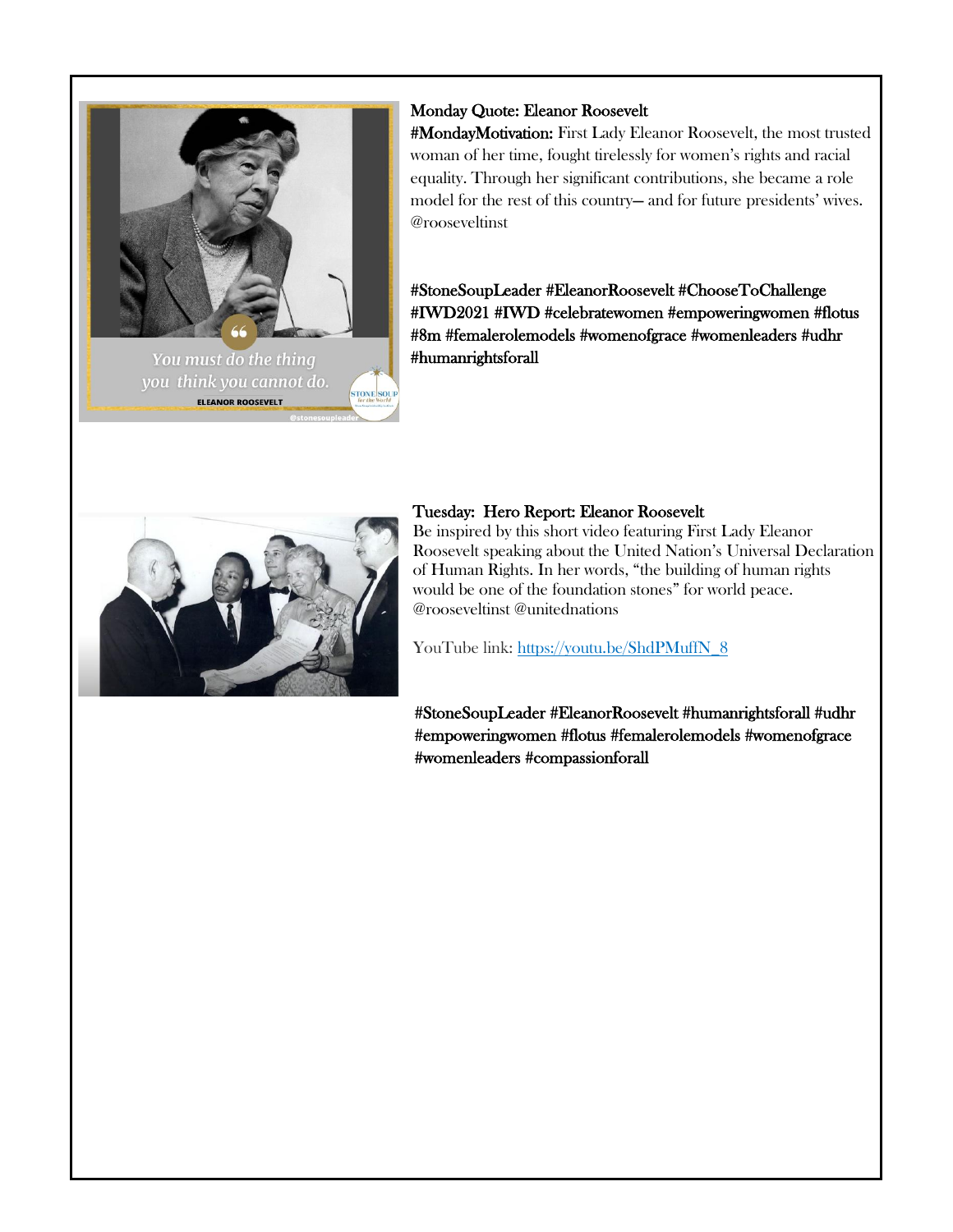Monday Quote: Eleanor Roosevelt

#MondayMotivation: First Lady Eleanor Roosevelt, the most trusted woman of her time, fought tirelessly for women's rights and racial equality. Through her significant contributions, she became a role model for the rest of this country— and for future presidents' wives. @rooseveltinst

#StoneSoupLeader #EleanorRoosevelt #ChooseToChallenge #IWD2021 #IWD #celebratewomen #empoweringwomen #flotus #8m #femalerolemodels #womenofgrace #womenleaders #udhr #humanrightsforall

Tuesday: Hero Report: Eleanor Roosevelt

Be inspired by this short video featuring First Lady Eleanor Roosevelt speaking about the United Nation's Universal Declaration of Human Rights. In her words, "the building of human rights would be one of the foundation stones" for world peace. @rooseveltinst @unitednations

YouTube link: [https://youtu.be/ShdPMuffN_8](https://youtu.be/ShdPMuffN_8)

#StoneSoupLeader #EleanorRoosevelt #humanrightsforall #udhr #empoweringwomen #flotus #femalerolemodels #womenofgrace #womenleaders #compassionforall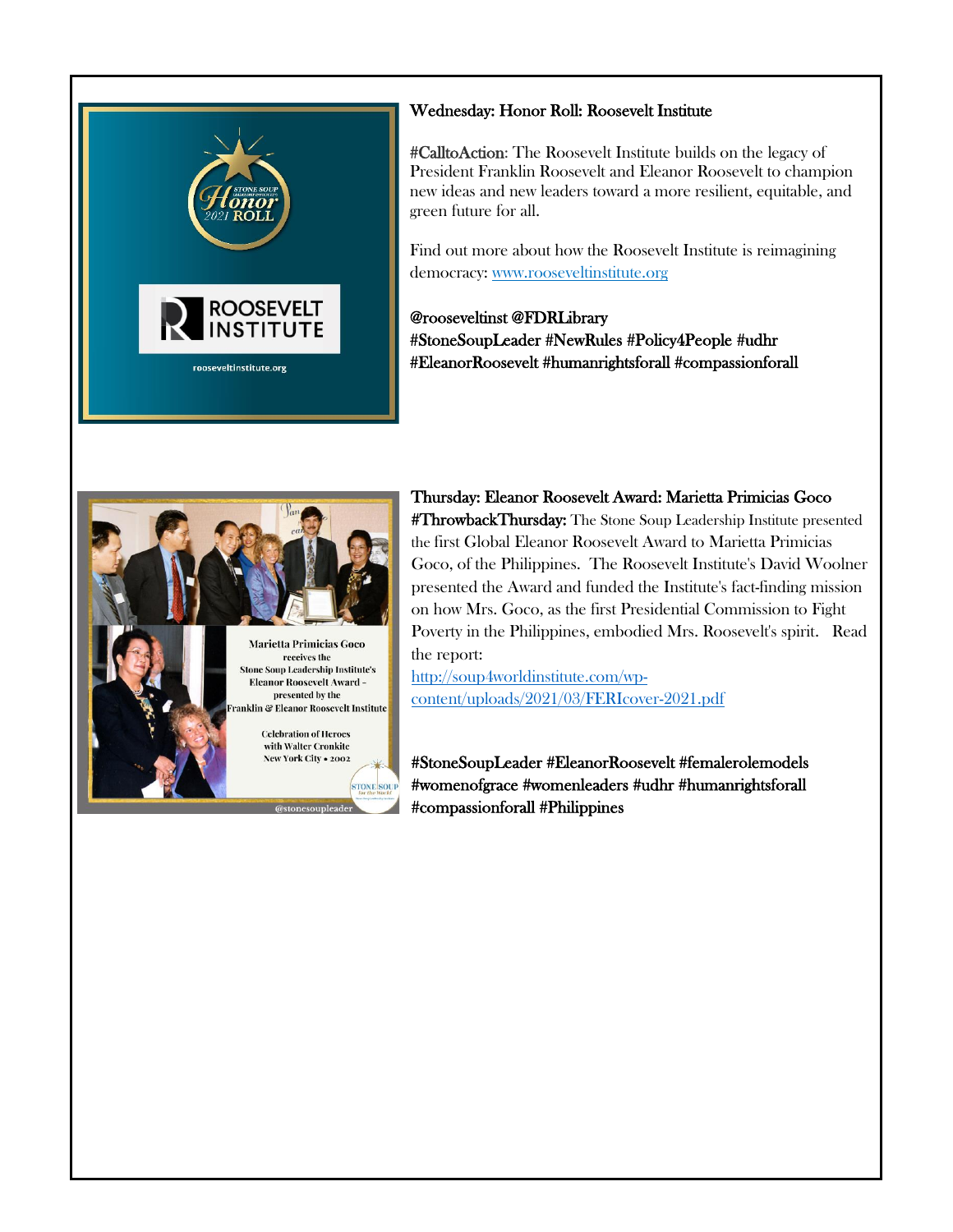Wednesday: Honor Roll: Roosevelt Institute

#CalltoAction: The Roosevelt Institute builds on the legacy of President Franklin Roosevelt and Eleanor Roosevelt to champion new ideas and new leaders toward a more resilient, equitable, and green future for all.

Find out more about how the Roosevelt Institute is reimagining democracy: www.rooseveltinstitute.org

@rooseveltinst @FDRLibrary
#StoneSoupLeader #NewRules #Policy4People #udhr
#EleanorRoosevelt #humanrightsforall #compassionforall

Thursday: Eleanor Roosevelt Award: Marietta Primicias Goco

**#ThrowbackThursday:** The Stone Soup Leadership Institute presented the first Global Eleanor Roosevelt Award to Marietta Primicias Goco, of the Philippines. The Roosevelt Institute's David Woolner presented the Award and funded the Institute's fact-finding mission on how Mrs. Goco, as the first Presidential Commission to Fight Poverty in the Philippines, embodied Mrs. Roosevelt's spirit. Read the report:
http://soup4worldinstitute.com/wp-content/uploads/2021/03/FERIcover-2021.pdf

#StoneSoupLeader #EleanorRoosevelt #femalerolemodels
#womenofgrace #womenleaders #udhr #humanrightsforall
#compassionforall #Philippines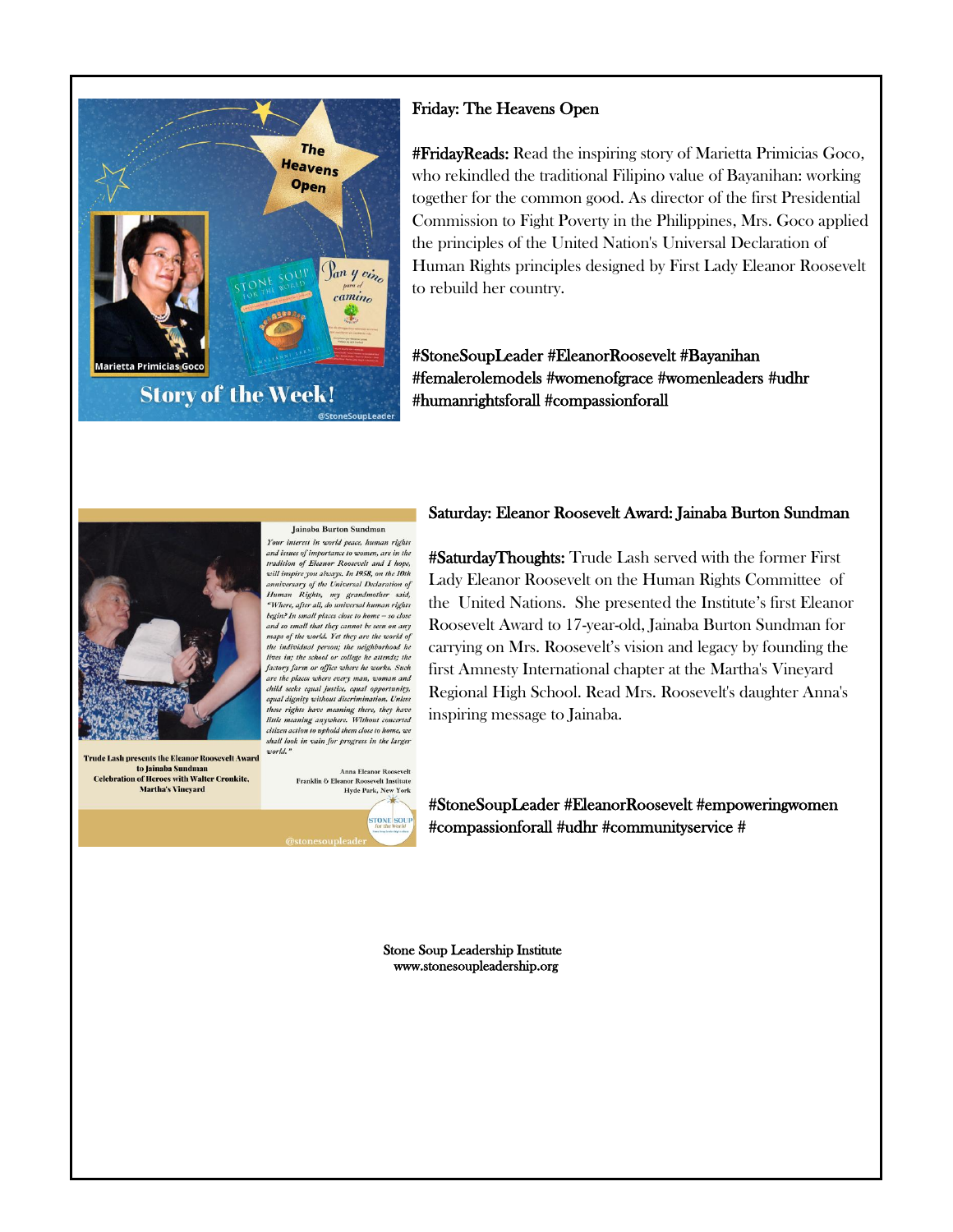## Friday: The Heavens Open

**#FridayReads:** Read the inspiring story of Marietta Primicias Goco, who rekindled the traditional Filipino value of Bayanihan: working together for the common good. As director of the first Presidential Commission to Fight Poverty in the Philippines, Mrs. Goco applied the principles of the United Nation's Universal Declaration of Human Rights principles designed by First Lady Eleanor Roosevelt to rebuild her country.

#StoneSoupLeader #EleanorRoosevelt #Bayanihan #femalerolemodels #womenofgrace #womenleaders #udhr #humanrightsforall #compassionforall

## Saturday: Eleanor Roosevelt Award: Jainaba Burton Sundman

**#SaturdayThoughts:** Trude Lash served with the former First Lady Eleanor Roosevelt on the Human Rights Committee of the United Nations. She presented the Institute's first Eleanor Roosevelt Award to 17-year-old, Jainaba Burton Sundman for carrying on Mrs. Roosevelt's vision and legacy by founding the first Amnesty International chapter at the Martha's Vineyard Regional High School. Read Mrs. Roosevelt's daughter Anna's inspiring message to Jainaba.

#StoneSoupLeader #EleanorRoosevelt #empoweringwomen #compassionforall #udhr #communityservice #

Stone Soup Leadership Institute
www.stonesoupleadership.org